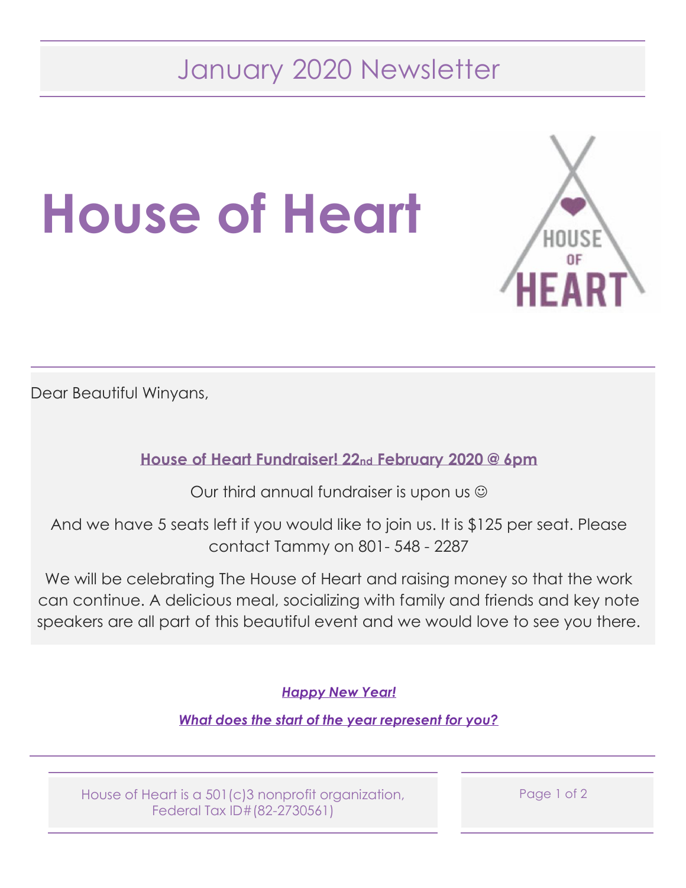## January 2020 Newsletter

# House of Heart

Dear Beautiful Winyans,

**House of Heart Fundraiser! 22nd February 2020 @ 6pm**

Our third annual fundraiser is upon us ☺

And we have 5 seats left if you would like to join us. It is $125 per seat. Please contact Tammy on 801- 548 - 2287

We will be celebrating The House of Heart and raising money so that the work can continue. A delicious meal, socializing with family and friends and key note speakers are all part of this beautiful event and we would love to see you there.

***Happy New Year!***

***What does the start of the year represent for you?***

House of Heart is a 501(c)3 nonprofit organization, Federal Tax ID#(82-2730561)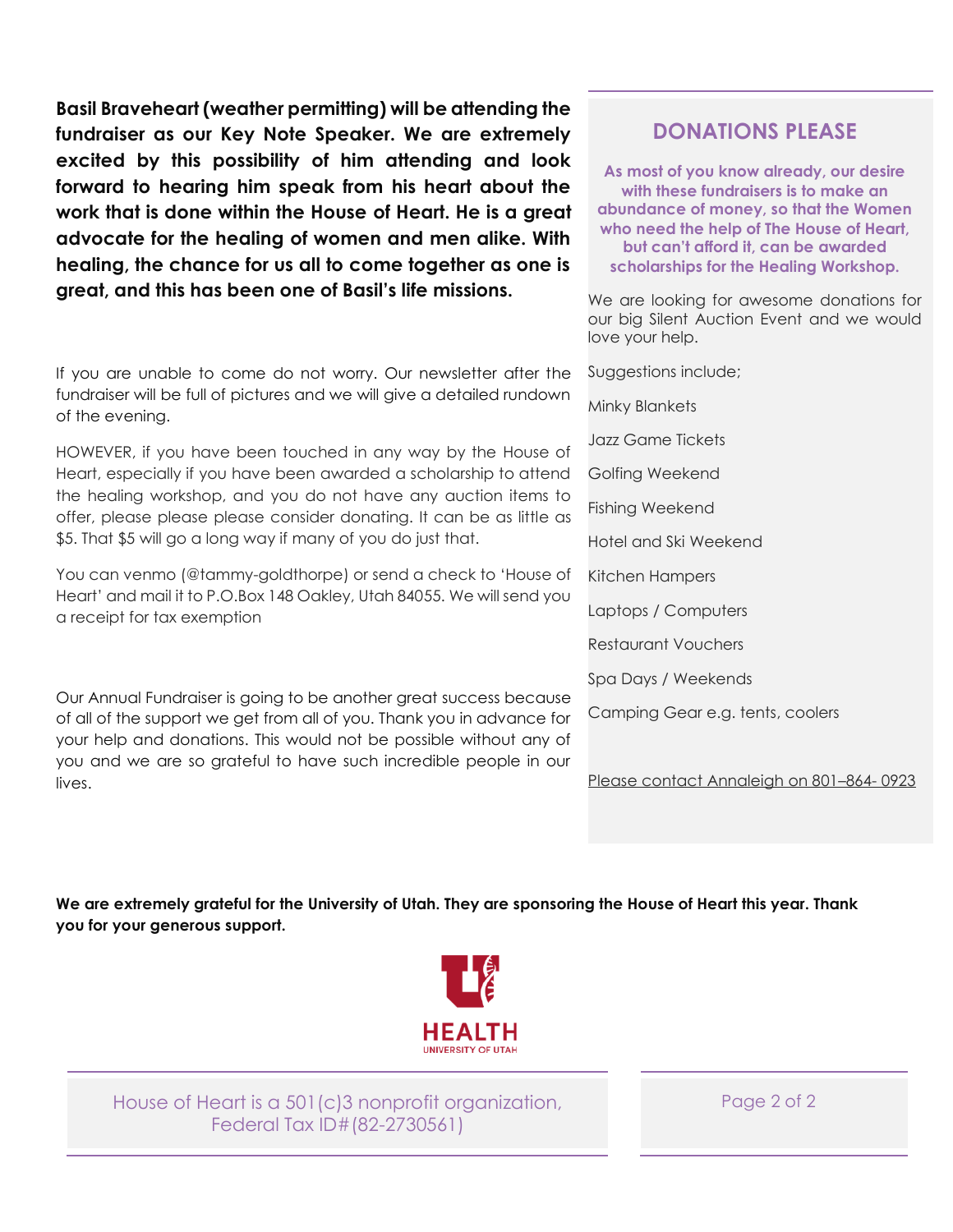**Basil Braveheart (weather permitting) will be attending the fundraiser as our Key Note Speaker. We are extremely excited by this possibility of him attending and look forward to hearing him speak from his heart about the work that is done within the House of Heart. He is a great advocate for the healing of women and men alike. With healing, the chance for us all to come together as one is great, and this has been one of Basil's life missions.**

If you are unable to come do not worry. Our newsletter after the fundraiser will be full of pictures and we will give a detailed rundown of the evening.

HOWEVER, if you have been touched in any way by the House of Heart, especially if you have been awarded a scholarship to attend the healing workshop, and you do not have any auction items to offer, please please please consider donating. It can be as little as $5. That $5 will go a long way if many of you do just that.

You can venmo (@tammy-goldthorpe) or send a check to 'House of Heart' and mail it to P.O.Box 148 Oakley, Utah 84055. We will send you a receipt for tax exemption

Our Annual Fundraiser is going to be another great success because of all of the support we get from all of you. Thank you in advance for your help and donations. This would not be possible without any of you and we are so grateful to have such incredible people in our lives.

## DONATIONS PLEASE

**As most of you know already, our desire with these fundraisers is to make an abundance of money, so that the Women who need the help of The House of Heart, but can't afford it, can be awarded scholarships for the Healing Workshop.**

We are looking for awesome donations for our big Silent Auction Event and we would love your help.

Suggestions include;

Minky Blankets

Jazz Game Tickets

Golfing Weekend

Fishing Weekend

Hotel and Ski Weekend

Kitchen Hampers

Laptops / Computers

Restaurant Vouchers

Spa Days / Weekends

Camping Gear e.g. tents, coolers

Please contact Annaleigh on 801–864- 0923

**We are extremely grateful for the University of Utah. They are sponsoring the House of Heart this year. Thank you for your generous support.**

HEALTH
UNIVERSITY OF UTAH

House of Heart is a 501(c)3 nonprofit organization, Federal Tax ID#(82-2730561)